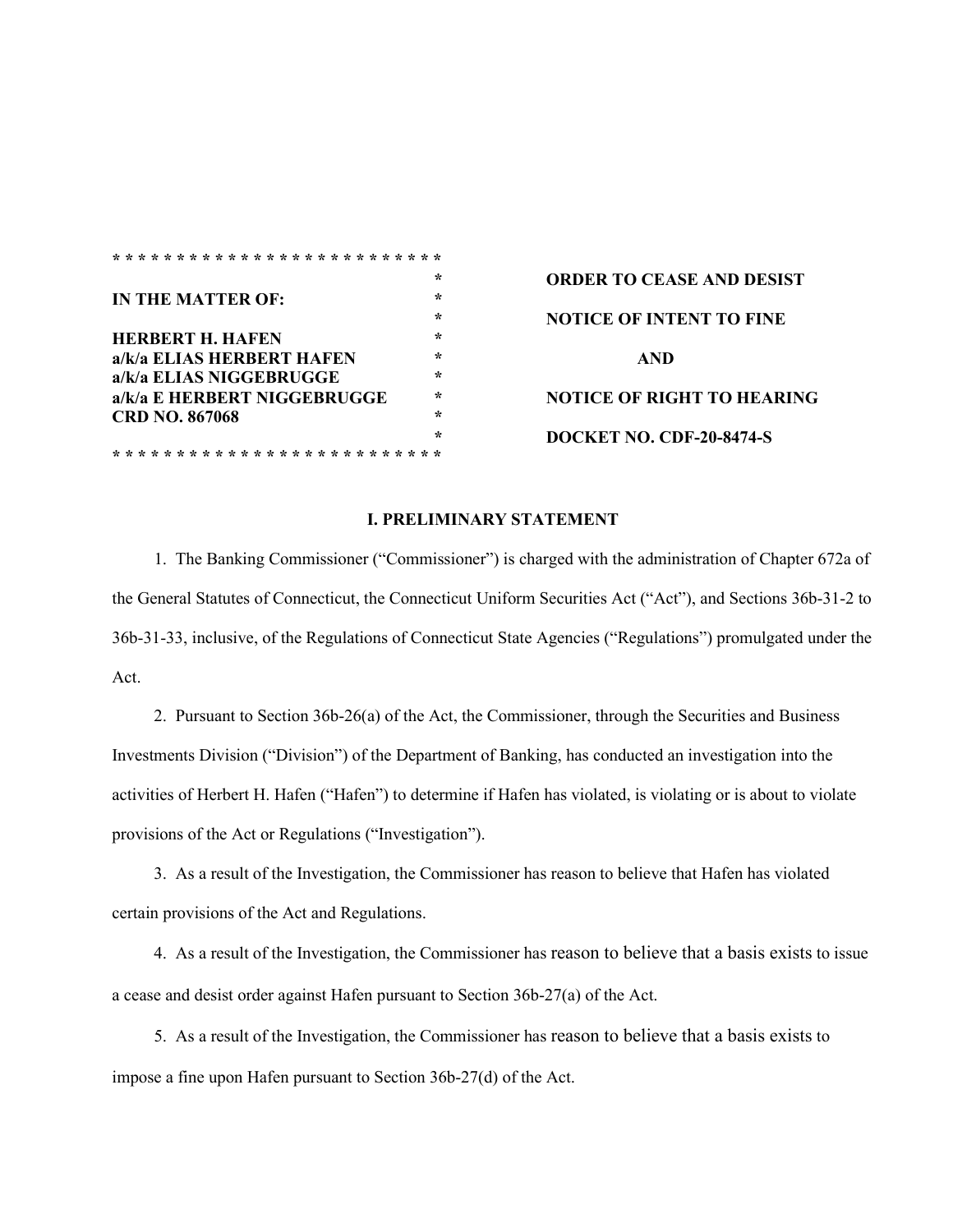| IN THE MATTER OF: | ORDER TO CEASE AND DESIST |
|---|---|
| | NOTICE OF INTENT TO FINE |
| **HERBERT H. HAFEN** | AND |
| **a/k/a ELIAS HERBERT HAFEN** | |
| **a/k/a ELIAS NIGGEBRUGGE** | NOTICE OF RIGHT TO HEARING |
| **a/k/a E HERBERT NIGGEBRUGGE** | |
| **CRD NO. 867068** | DOCKET NO. CDF-20-8474-S |

## I. PRELIMINARY STATEMENT

1. The Banking Commissioner ("Commissioner") is charged with the administration of Chapter 672a of the General Statutes of Connecticut, the Connecticut Uniform Securities Act ("Act"), and Sections 36b-31-2 to 36b-31-33, inclusive, of the Regulations of Connecticut State Agencies ("Regulations") promulgated under the Act.

2. Pursuant to Section 36b-26(a) of the Act, the Commissioner, through the Securities and Business Investments Division ("Division") of the Department of Banking, has conducted an investigation into the activities of Herbert H. Hafen ("Hafen") to determine if Hafen has violated, is violating or is about to violate provisions of the Act or Regulations ("Investigation").

3. As a result of the Investigation, the Commissioner has reason to believe that Hafen has violated certain provisions of the Act and Regulations.

4. As a result of the Investigation, the Commissioner has reason to believe that a basis exists to issue a cease and desist order against Hafen pursuant to Section 36b-27(a) of the Act.

5. As a result of the Investigation, the Commissioner has reason to believe that a basis exists to impose a fine upon Hafen pursuant to Section 36b-27(d) of the Act.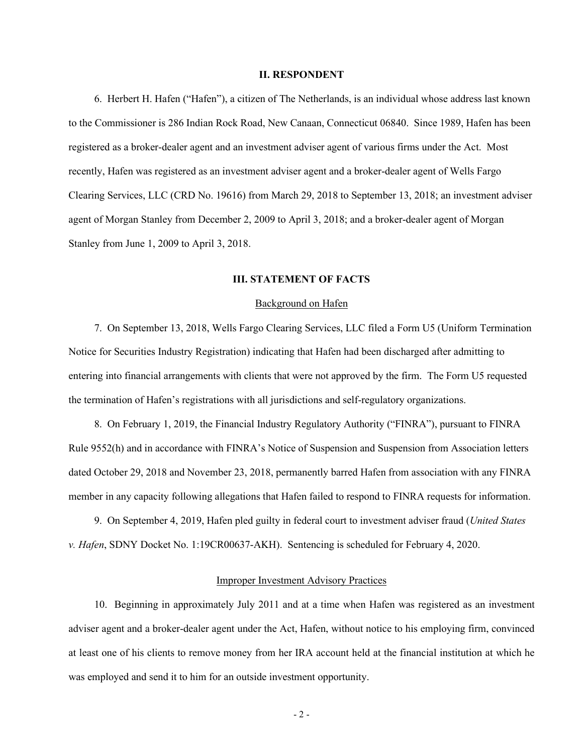## II. RESPONDENT

6. Herbert H. Hafen ("Hafen"), a citizen of The Netherlands, is an individual whose address last known to the Commissioner is 286 Indian Rock Road, New Canaan, Connecticut 06840. Since 1989, Hafen has been registered as a broker-dealer agent and an investment adviser agent of various firms under the Act. Most recently, Hafen was registered as an investment adviser agent and a broker-dealer agent of Wells Fargo Clearing Services, LLC (CRD No. 19616) from March 29, 2018 to September 13, 2018; an investment adviser agent of Morgan Stanley from December 2, 2009 to April 3, 2018; and a broker-dealer agent of Morgan Stanley from June 1, 2009 to April 3, 2018.

## III. STATEMENT OF FACTS

### Background on Hafen

7. On September 13, 2018, Wells Fargo Clearing Services, LLC filed a Form U5 (Uniform Termination Notice for Securities Industry Registration) indicating that Hafen had been discharged after admitting to entering into financial arrangements with clients that were not approved by the firm. The Form U5 requested the termination of Hafen's registrations with all jurisdictions and self-regulatory organizations.

8. On February 1, 2019, the Financial Industry Regulatory Authority ("FINRA"), pursuant to FINRA Rule 9552(h) and in accordance with FINRA's Notice of Suspension and Suspension from Association letters dated October 29, 2018 and November 23, 2018, permanently barred Hafen from association with any FINRA member in any capacity following allegations that Hafen failed to respond to FINRA requests for information.

9. On September 4, 2019, Hafen pled guilty in federal court to investment adviser fraud (*United States v. Hafen*, SDNY Docket No. 1:19CR00637-AKH). Sentencing is scheduled for February 4, 2020.

### Improper Investment Advisory Practices

10. Beginning in approximately July 2011 and at a time when Hafen was registered as an investment adviser agent and a broker-dealer agent under the Act, Hafen, without notice to his employing firm, convinced at least one of his clients to remove money from her IRA account held at the financial institution at which he was employed and send it to him for an outside investment opportunity.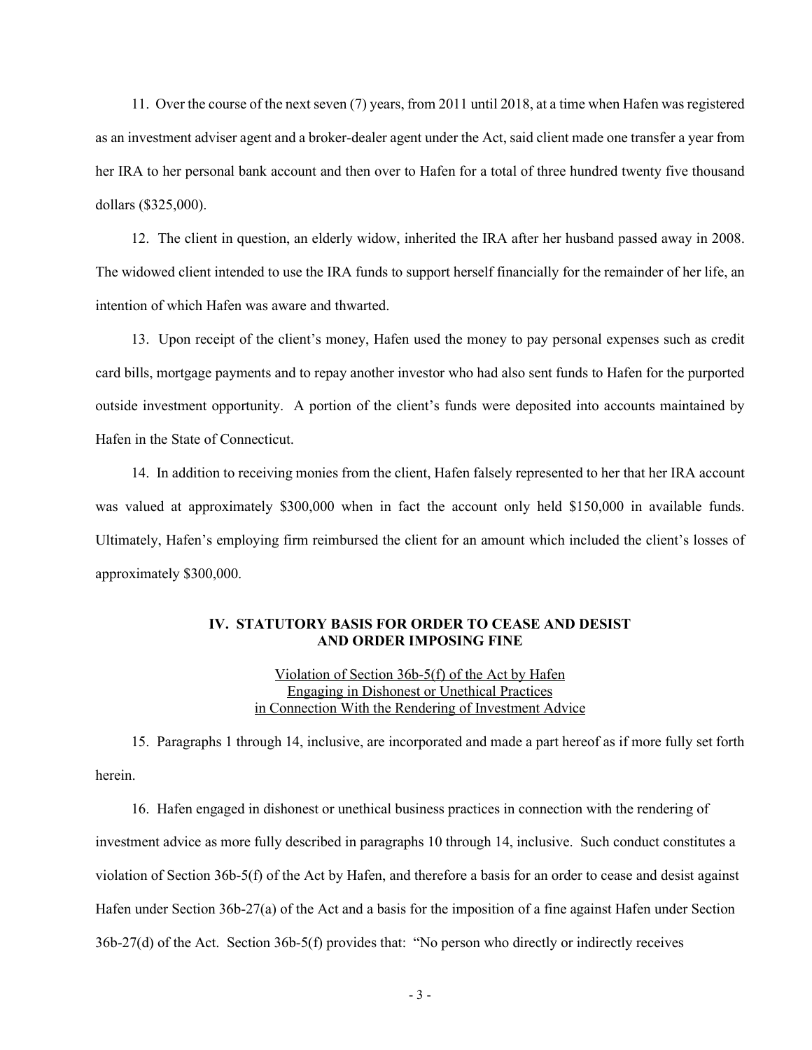11. Over the course of the next seven (7) years, from 2011 until 2018, at a time when Hafen was registered as an investment adviser agent and a broker-dealer agent under the Act, said client made one transfer a year from her IRA to her personal bank account and then over to Hafen for a total of three hundred twenty five thousand dollars ($325,000).

12. The client in question, an elderly widow, inherited the IRA after her husband passed away in 2008. The widowed client intended to use the IRA funds to support herself financially for the remainder of her life, an intention of which Hafen was aware and thwarted.

13. Upon receipt of the client's money, Hafen used the money to pay personal expenses such as credit card bills, mortgage payments and to repay another investor who had also sent funds to Hafen for the purported outside investment opportunity. A portion of the client's funds were deposited into accounts maintained by Hafen in the State of Connecticut.

14. In addition to receiving monies from the client, Hafen falsely represented to her that her IRA account was valued at approximately $300,000 when in fact the account only held $150,000 in available funds. Ultimately, Hafen's employing firm reimbursed the client for an amount which included the client's losses of approximately $300,000.

## IV. STATUTORY BASIS FOR ORDER TO CEASE AND DESIST AND ORDER IMPOSING FINE

Violation of Section 36b-5(f) of the Act by Hafen
Engaging in Dishonest or Unethical Practices
in Connection With the Rendering of Investment Advice

15. Paragraphs 1 through 14, inclusive, are incorporated and made a part hereof as if more fully set forth herein.

16. Hafen engaged in dishonest or unethical business practices in connection with the rendering of investment advice as more fully described in paragraphs 10 through 14, inclusive. Such conduct constitutes a violation of Section 36b-5(f) of the Act by Hafen, and therefore a basis for an order to cease and desist against Hafen under Section 36b-27(a) of the Act and a basis for the imposition of a fine against Hafen under Section 36b-27(d) of the Act. Section 36b-5(f) provides that: "No person who directly or indirectly receives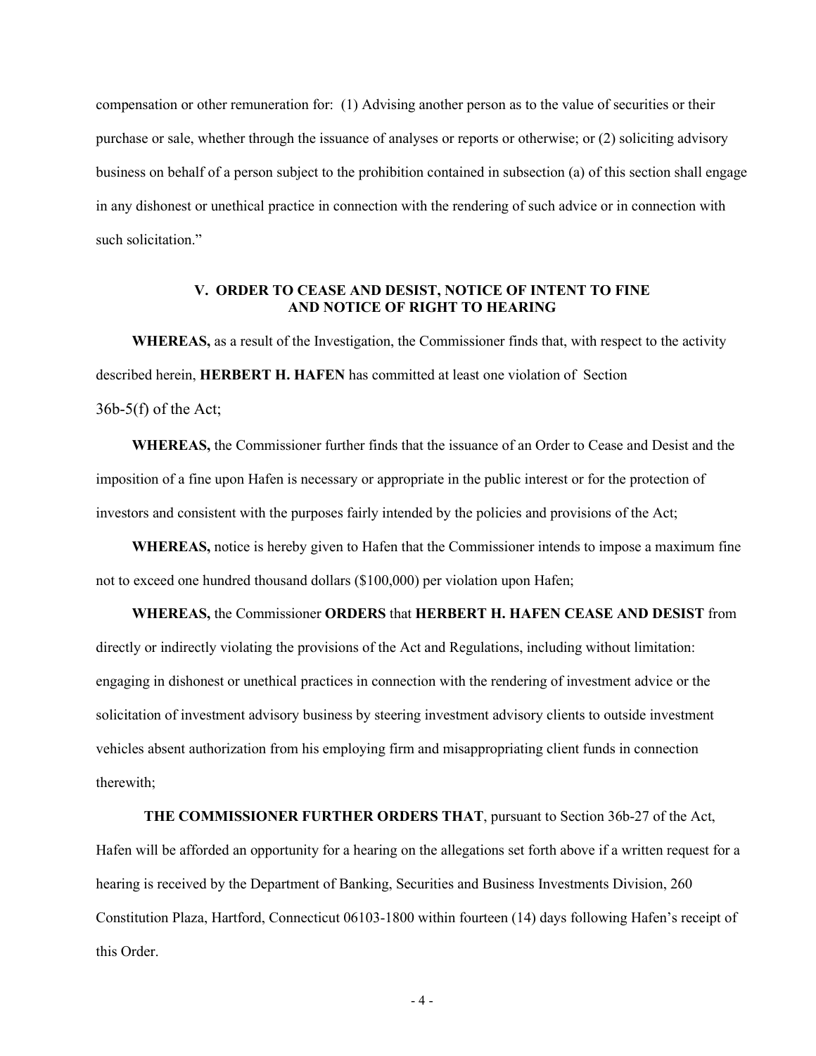compensation or other remuneration for: (1) Advising another person as to the value of securities or their purchase or sale, whether through the issuance of analyses or reports or otherwise; or (2) soliciting advisory business on behalf of a person subject to the prohibition contained in subsection (a) of this section shall engage in any dishonest or unethical practice in connection with the rendering of such advice or in connection with such solicitation."

## V. ORDER TO CEASE AND DESIST, NOTICE OF INTENT TO FINE AND NOTICE OF RIGHT TO HEARING

**WHEREAS,** as a result of the Investigation, the Commissioner finds that, with respect to the activity described herein, **HERBERT H. HAFEN** has committed at least one violation of Section 36b-5(f) of the Act;

**WHEREAS,** the Commissioner further finds that the issuance of an Order to Cease and Desist and the imposition of a fine upon Hafen is necessary or appropriate in the public interest or for the protection of investors and consistent with the purposes fairly intended by the policies and provisions of the Act;

**WHEREAS,** notice is hereby given to Hafen that the Commissioner intends to impose a maximum fine not to exceed one hundred thousand dollars ($100,000) per violation upon Hafen;

**WHEREAS,** the Commissioner **ORDERS** that **HERBERT H. HAFEN CEASE AND DESIST** from directly or indirectly violating the provisions of the Act and Regulations, including without limitation: engaging in dishonest or unethical practices in connection with the rendering of investment advice or the solicitation of investment advisory business by steering investment advisory clients to outside investment vehicles absent authorization from his employing firm and misappropriating client funds in connection therewith;

**THE COMMISSIONER FURTHER ORDERS THAT**, pursuant to Section 36b-27 of the Act, Hafen will be afforded an opportunity for a hearing on the allegations set forth above if a written request for a hearing is received by the Department of Banking, Securities and Business Investments Division, 260 Constitution Plaza, Hartford, Connecticut 06103-1800 within fourteen (14) days following Hafen's receipt of this Order.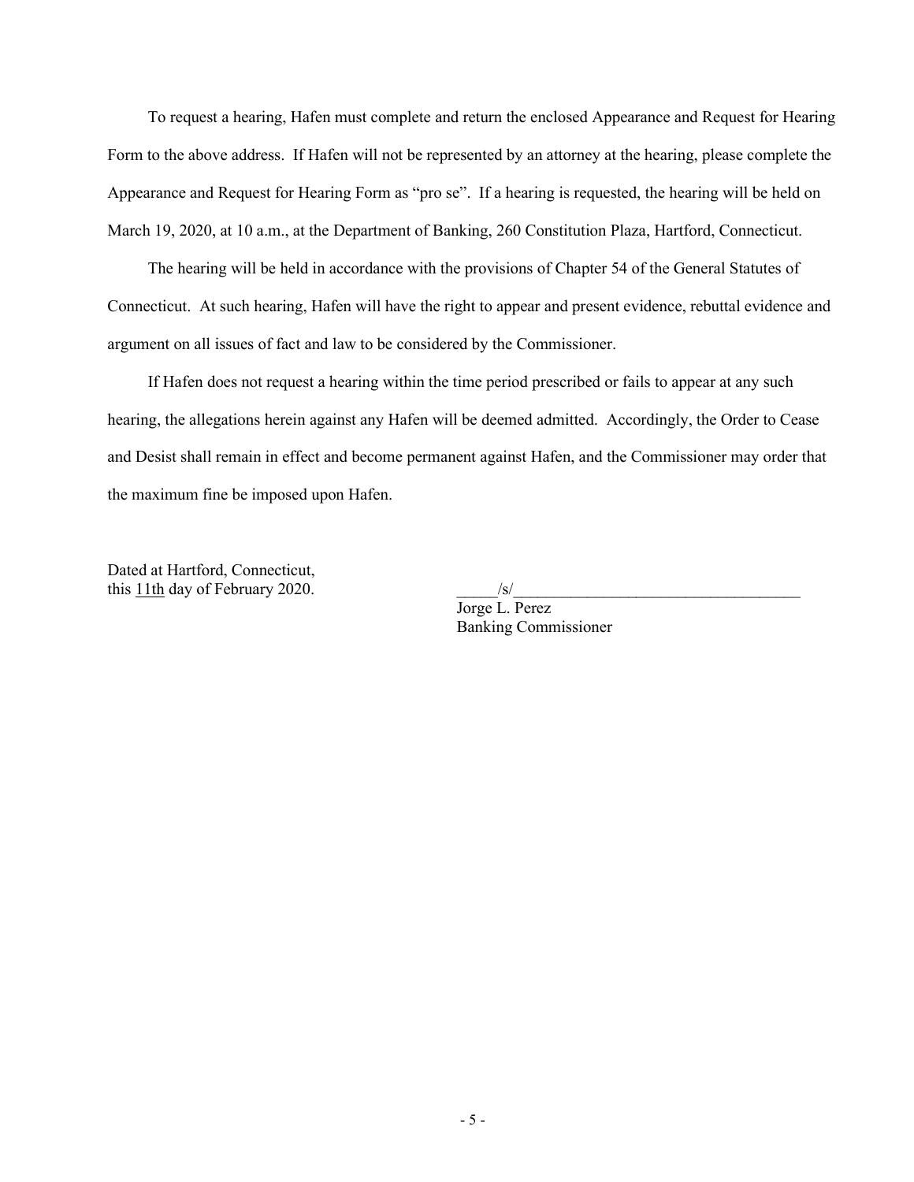To request a hearing, Hafen must complete and return the enclosed Appearance and Request for Hearing Form to the above address. If Hafen will not be represented by an attorney at the hearing, please complete the Appearance and Request for Hearing Form as "pro se". If a hearing is requested, the hearing will be held on March 19, 2020, at 10 a.m., at the Department of Banking, 260 Constitution Plaza, Hartford, Connecticut.

The hearing will be held in accordance with the provisions of Chapter 54 of the General Statutes of Connecticut. At such hearing, Hafen will have the right to appear and present evidence, rebuttal evidence and argument on all issues of fact and law to be considered by the Commissioner.

If Hafen does not request a hearing within the time period prescribed or fails to appear at any such hearing, the allegations herein against any Hafen will be deemed admitted. Accordingly, the Order to Cease and Desist shall remain in effect and become permanent against Hafen, and the Commissioner may order that the maximum fine be imposed upon Hafen.

Dated at Hartford, Connecticut,
this 11th day of February 2020.

/s/
Jorge L. Perez
Banking Commissioner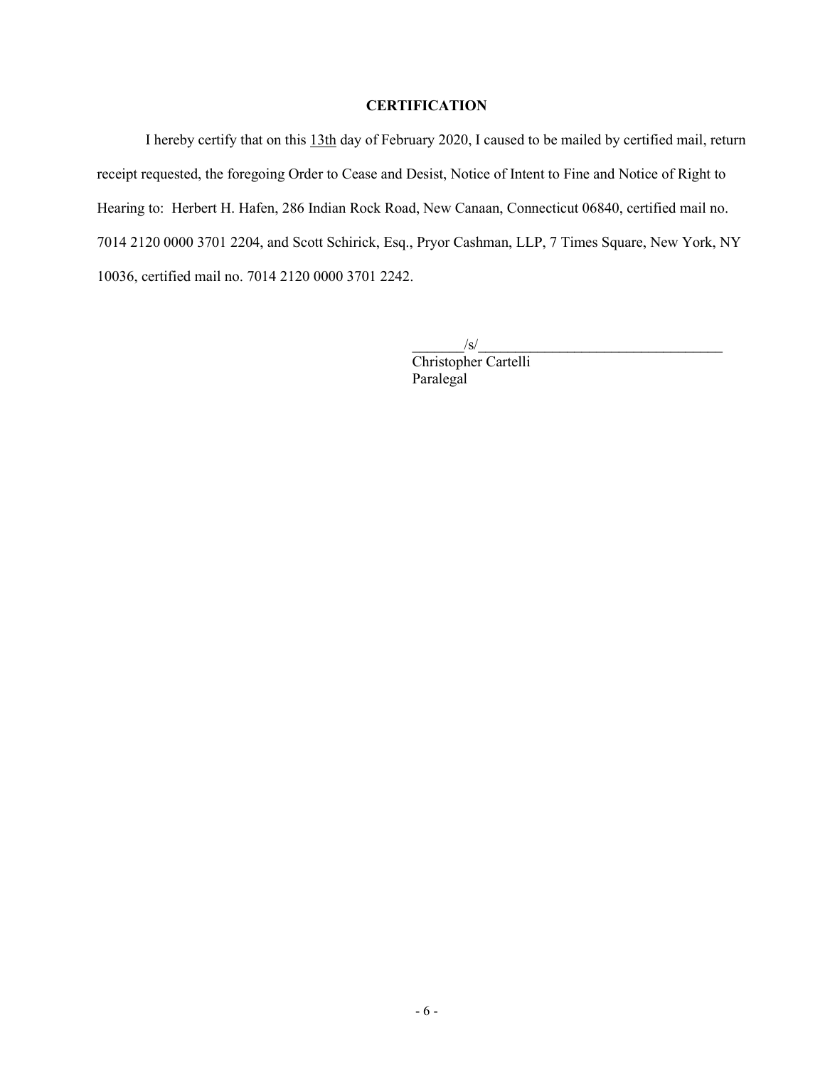**CERTIFICATION**

I hereby certify that on this 13th day of February 2020, I caused to be mailed by certified mail, return receipt requested, the foregoing Order to Cease and Desist, Notice of Intent to Fine and Notice of Right to Hearing to: Herbert H. Hafen, 286 Indian Rock Road, New Canaan, Connecticut 06840, certified mail no. 7014 2120 0000 3701 2204, and Scott Schirick, Esq., Pryor Cashman, LLP, 7 Times Square, New York, NY 10036, certified mail no. 7014 2120 0000 3701 2242.

/s/
Christopher Cartelli
Paralegal